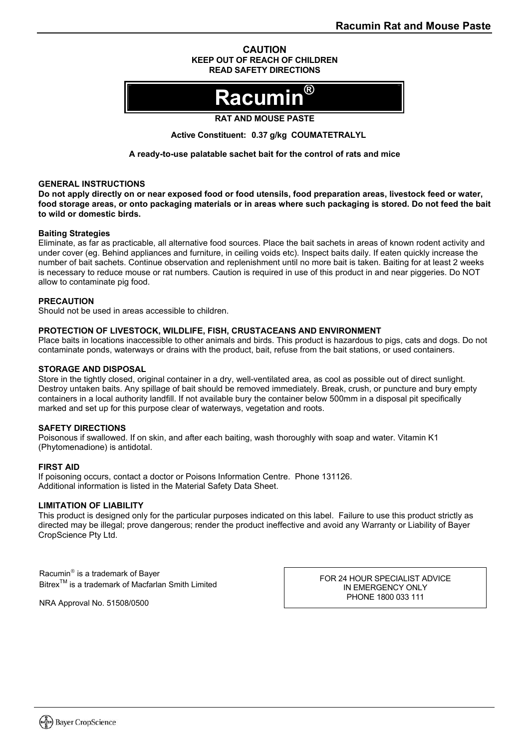**CAUTION**
**KEEP OUT OF REACH OF CHILDREN**
**READ SAFETY DIRECTIONS**

# Racumin®

**RAT AND MOUSE PASTE**

**Active Constituent: 0.37 g/kg COUMATETRALYL**

**A ready-to-use palatable sachet bait for the control of rats and mice**

### GENERAL INSTRUCTIONS

**Do not apply directly on or near exposed food or food utensils, food preparation areas, livestock feed or water, food storage areas, or onto packaging materials or in areas where such packaging is stored. Do not feed the bait to wild or domestic birds.**

### Baiting Strategies

Eliminate, as far as practicable, all alternative food sources. Place the bait sachets in areas of known rodent activity and under cover (eg. Behind appliances and furniture, in ceiling voids etc). Inspect baits daily. If eaten quickly increase the number of bait sachets. Continue observation and replenishment until no more bait is taken. Baiting for at least 2 weeks is necessary to reduce mouse or rat numbers. Caution is required in use of this product in and near piggeries. Do NOT allow to contaminate pig food.

### PRECAUTION

Should not be used in areas accessible to children.

### PROTECTION OF LIVESTOCK, WILDLIFE, FISH, CRUSTACEANS AND ENVIRONMENT

Place baits in locations inaccessible to other animals and birds. This product is hazardous to pigs, cats and dogs. Do not contaminate ponds, waterways or drains with the product, bait, refuse from the bait stations, or used containers.

### STORAGE AND DISPOSAL

Store in the tightly closed, original container in a dry, well-ventilated area, as cool as possible out of direct sunlight. Destroy untaken baits. Any spillage of bait should be removed immediately. Break, crush, or puncture and bury empty containers in a local authority landfill. If not available bury the container below 500mm in a disposal pit specifically marked and set up for this purpose clear of waterways, vegetation and roots.

### SAFETY DIRECTIONS

Poisonous if swallowed. If on skin, and after each baiting, wash thoroughly with soap and water. Vitamin K1 (Phytomenadione) is antidotal.

### FIRST AID

If poisoning occurs, contact a doctor or Poisons Information Centre. Phone 131126.
Additional information is listed in the Material Safety Data Sheet.

### LIMITATION OF LIABILITY

This product is designed only for the particular purposes indicated on this label. Failure to use this product strictly as directed may be illegal; prove dangerous; render the product ineffective and avoid any Warranty or Liability of Bayer CropScience Pty Ltd.

Racumin® is a trademark of Bayer
Bitrex™ is a trademark of Macfarlan Smith Limited

NRA Approval No. 51508/0500

FOR 24 HOUR SPECIALIST ADVICE
IN EMERGENCY ONLY
PHONE 1800 033 111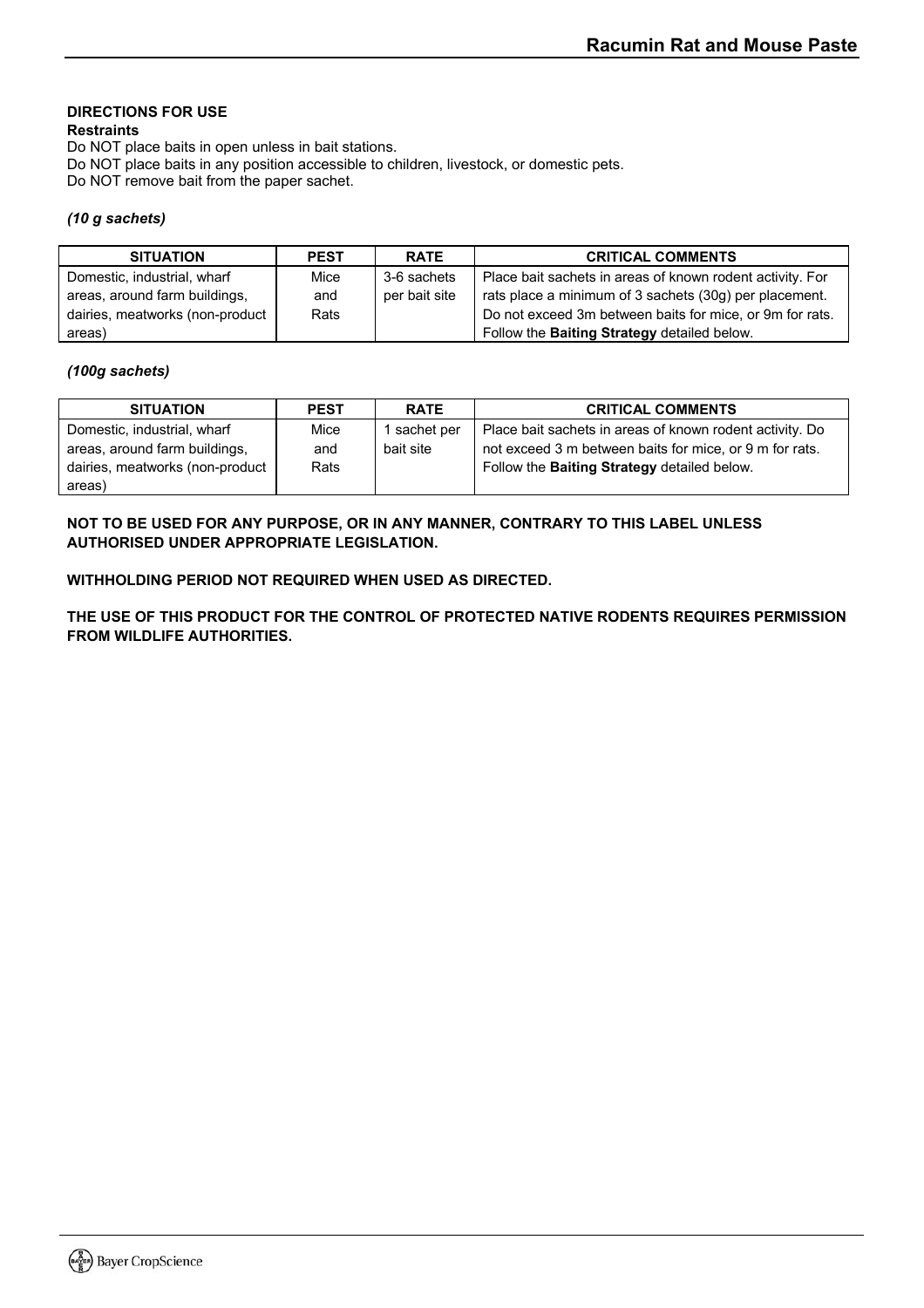## DIRECTIONS FOR USE

**Restraints**

Do NOT place baits in open unless in bait stations.
Do NOT place baits in any position accessible to children, livestock, or domestic pets.
Do NOT remove bait from the paper sachet.

***(10 g sachets)***

| SITUATION | PEST | RATE | CRITICAL COMMENTS |
|---|---|---|---|
| Domestic, industrial, wharf areas, around farm buildings, dairies, meatworks (non-product areas) | Mice and Rats | 3-6 sachets per bait site | Place bait sachets in areas of known rodent activity. For rats place a minimum of 3 sachets (30g) per placement. Do not exceed 3m between baits for mice, or 9m for rats. Follow the **Baiting Strategy** detailed below. |

***(100g sachets)***

| SITUATION | PEST | RATE | CRITICAL COMMENTS |
|---|---|---|---|
| Domestic, industrial, wharf areas, around farm buildings, dairies, meatworks (non-product areas) | Mice and Rats | 1 sachet per bait site | Place bait sachets in areas of known rodent activity. Do not exceed 3 m between baits for mice, or 9 m for rats. Follow the **Baiting Strategy** detailed below. |

**NOT TO BE USED FOR ANY PURPOSE, OR IN ANY MANNER, CONTRARY TO THIS LABEL UNLESS AUTHORISED UNDER APPROPRIATE LEGISLATION.**

**WITHHOLDING PERIOD NOT REQUIRED WHEN USED AS DIRECTED.**

**THE USE OF THIS PRODUCT FOR THE CONTROL OF PROTECTED NATIVE RODENTS REQUIRES PERMISSION FROM WILDLIFE AUTHORITIES.**